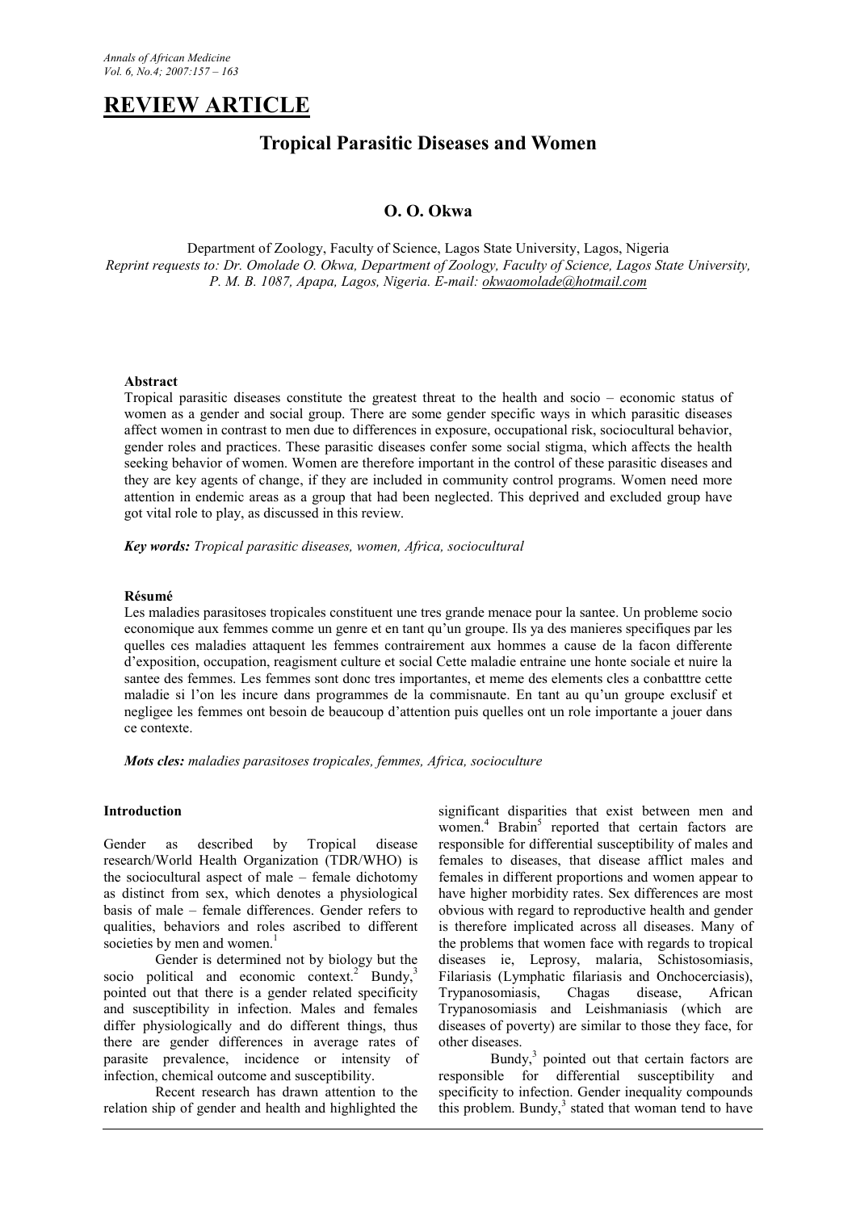# REVIEW ARTICLE

## Tropical Parasitic Diseases and Women

**O. O. Okwa**

Department of Zoology, Faculty of Science, Lagos State University, Lagos, Nigeria
*Reprint requests to: Dr. Omolade O. Okwa, Department of Zoology, Faculty of Science, Lagos State University, P. M. B. 1087, Apapa, Lagos, Nigeria. E-mail: okwaomolade@hotmail.com*

**Abstract**

Tropical parasitic diseases constitute the greatest threat to the health and socio – economic status of women as a gender and social group. There are some gender specific ways in which parasitic diseases affect women in contrast to men due to differences in exposure, occupational risk, sociocultural behavior, gender roles and practices. These parasitic diseases confer some social stigma, which affects the health seeking behavior of women. Women are therefore important in the control of these parasitic diseases and they are key agents of change, if they are included in community control programs. Women need more attention in endemic areas as a group that had been neglected. This deprived and excluded group have got vital role to play, as discussed in this review.

***Key words:*** *Tropical parasitic diseases, women, Africa, sociocultural*

**Résumé**

Les maladies parasitoses tropicales constituent une tres grande menace pour la santee. Un probleme socio economique aux femmes comme un genre et en tant qu'un groupe. Ils ya des manieres specifiques par les quelles ces maladies attaquent les femmes contrairement aux hommes a cause de la facon differente d'exposition, occupation, reagissment culture et social Cette maladie entraine une honte sociale et nuire la santee des femmes. Les femmes sont donc tres importantes, et meme des elements cles a conbatttre cette maladie si l'on les incure dans programmes de la commisnaute. En tant au qu'un groupe exclusif et negligee les femmes ont besoin de beaucoup d'attention puis quelles ont un role importante a jouer dans ce contexte.

***Mots cles:*** *maladies parasitoses tropicales, femmes, Africa, socioculture*

**Introduction**

Gender as described by Tropical disease research/World Health Organization (TDR/WHO) is the sociocultural aspect of male – female dichotomy as distinct from sex, which denotes a physiological basis of male – female differences. Gender refers to qualities, behaviors and roles ascribed to different societies by men and women.[1]

Gender is determined not by biology but the socio political and economic context.[2] Bundy,[3] pointed out that there is a gender related specificity and susceptibility in infection. Males and females differ physiologically and do different things, thus there are gender differences in average rates of parasite prevalence, incidence or intensity of infection, chemical outcome and susceptibility.

Recent research has drawn attention to the relation ship of gender and health and highlighted the significant disparities that exist between men and women.[4] Brabin[5] reported that certain factors are responsible for differential susceptibility of males and females to diseases, that disease afflict males and females in different proportions and women appear to have higher morbidity rates. Sex differences are most obvious with regard to reproductive health and gender is therefore implicated across all diseases. Many of the problems that women face with regards to tropical diseases ie, Leprosy, malaria, Schistosomiasis, Filariasis (Lymphatic filariasis and Onchocerciasis), Trypanosomiasis, Chagas disease, African Trypanosomiasis and Leishmaniasis (which are diseases of poverty) are similar to those they face, for other diseases.

Bundy,[3] pointed out that certain factors are responsible for differential susceptibility and specificity to infection. Gender inequality compounds this problem. Bundy,[3] stated that woman tend to have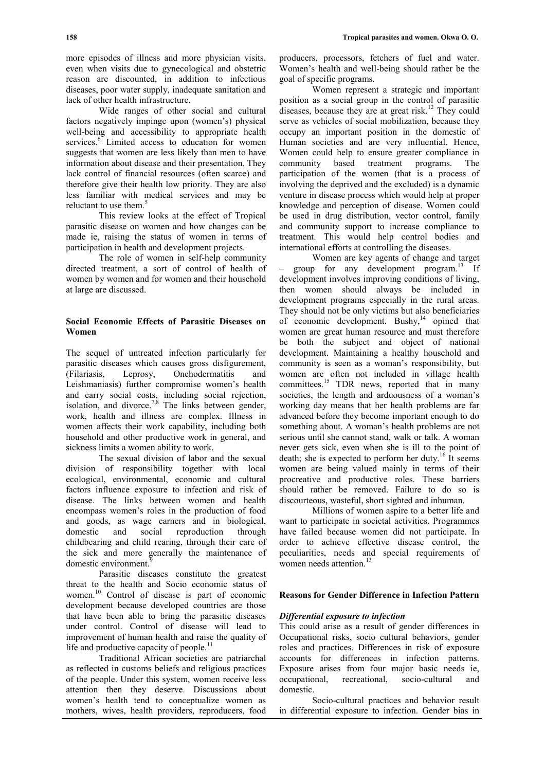more episodes of illness and more physician visits, even when visits due to gynecological and obstetric reason are discounted, in addition to infectious diseases, poor water supply, inadequate sanitation and lack of other health infrastructure.

Wide ranges of other social and cultural factors negatively impinge upon (women's) physical well-being and accessibility to appropriate health services.[6] Limited access to education for women suggests that women are less likely than men to have information about disease and their presentation. They lack control of financial resources (often scarce) and therefore give their health low priority. They are also less familiar with medical services and may be reluctant to use them.[5]

This review looks at the effect of Tropical parasitic disease on women and how changes can be made ie, raising the status of women in terms of participation in health and development projects.

The role of women in self-help community directed treatment, a sort of control of health of women by women and for women and their household at large are discussed.

## Social Economic Effects of Parasitic Diseases on Women

The sequel of untreated infection particularly for parasitic diseases which causes gross disfigurement, (Filariasis, Leprosy, Onchodermatitis and Leishmaniasis) further compromise women's health and carry social costs, including social rejection, isolation, and divorce.[7,8] The links between gender, work, health and illness are complex. Illness in women affects their work capability, including both household and other productive work in general, and sickness limits a women ability to work.

The sexual division of labor and the sexual division of responsibility together with local ecological, environmental, economic and cultural factors influence exposure to infection and risk of disease. The links between women and health encompass women's roles in the production of food and goods, as wage earners and in biological, domestic and social reproduction through childbearing and child rearing, through their care of the sick and more generally the maintenance of domestic environment.[9]

Parasitic diseases constitute the greatest threat to the health and Socio economic status of women.[10] Control of disease is part of economic development because developed countries are those that have been able to bring the parasitic diseases under control. Control of disease will lead to improvement of human health and raise the quality of life and productive capacity of people.[11]

Traditional African societies are patriarchal as reflected in customs beliefs and religious practices of the people. Under this system, women receive less attention then they deserve. Discussions about women's health tend to conceptualize women as mothers, wives, health providers, reproducers, food producers, processors, fetchers of fuel and water. Women's health and well-being should rather be the goal of specific programs.

Women represent a strategic and important position as a social group in the control of parasitic diseases, because they are at great risk.[12] They could serve as vehicles of social mobilization, because they occupy an important position in the domestic of Human societies and are very influential. Hence, Women could help to ensure greater compliance in community based treatment programs. The participation of the women (that is a process of involving the deprived and the excluded) is a dynamic venture in disease process which would help at proper knowledge and perception of disease. Women could be used in drug distribution, vector control, family and community support to increase compliance to treatment. This would help control bodies and international efforts at controlling the diseases.

Women are key agents of change and target – group for any development program.[13] If development involves improving conditions of living, then women should always be included in development programs especially in the rural areas. They should not be only victims but also beneficiaries of economic development. Bushy,[14] opined that women are great human resource and must therefore be both the subject and object of national development. Maintaining a healthy household and community is seen as a woman's responsibility, but women are often not included in village health committees.[15] TDR news, reported that in many societies, the length and arduousness of a woman's working day means that her health problems are far advanced before they become important enough to do something about. A woman's health problems are not serious until she cannot stand, walk or talk. A woman never gets sick, even when she is ill to the point of death; she is expected to perform her duty.[16] It seems women are being valued mainly in terms of their procreative and productive roles. These barriers should rather be removed. Failure to do so is discourteous, wasteful, short sighted and inhuman.

Millions of women aspire to a better life and want to participate in societal activities. Programmes have failed because women did not participate. In order to achieve effective disease control, the peculiarities, needs and special requirements of women needs attention.[13]

## Reasons for Gender Difference in Infection Pattern

### *Differential exposure to infection*

This could arise as a result of gender differences in Occupational risks, socio cultural behaviors, gender roles and practices. Differences in risk of exposure accounts for differences in infection patterns. Exposure arises from four major basic needs ie, occupational, recreational, socio-cultural and domestic.

Socio-cultural practices and behavior result in differential exposure to infection. Gender bias in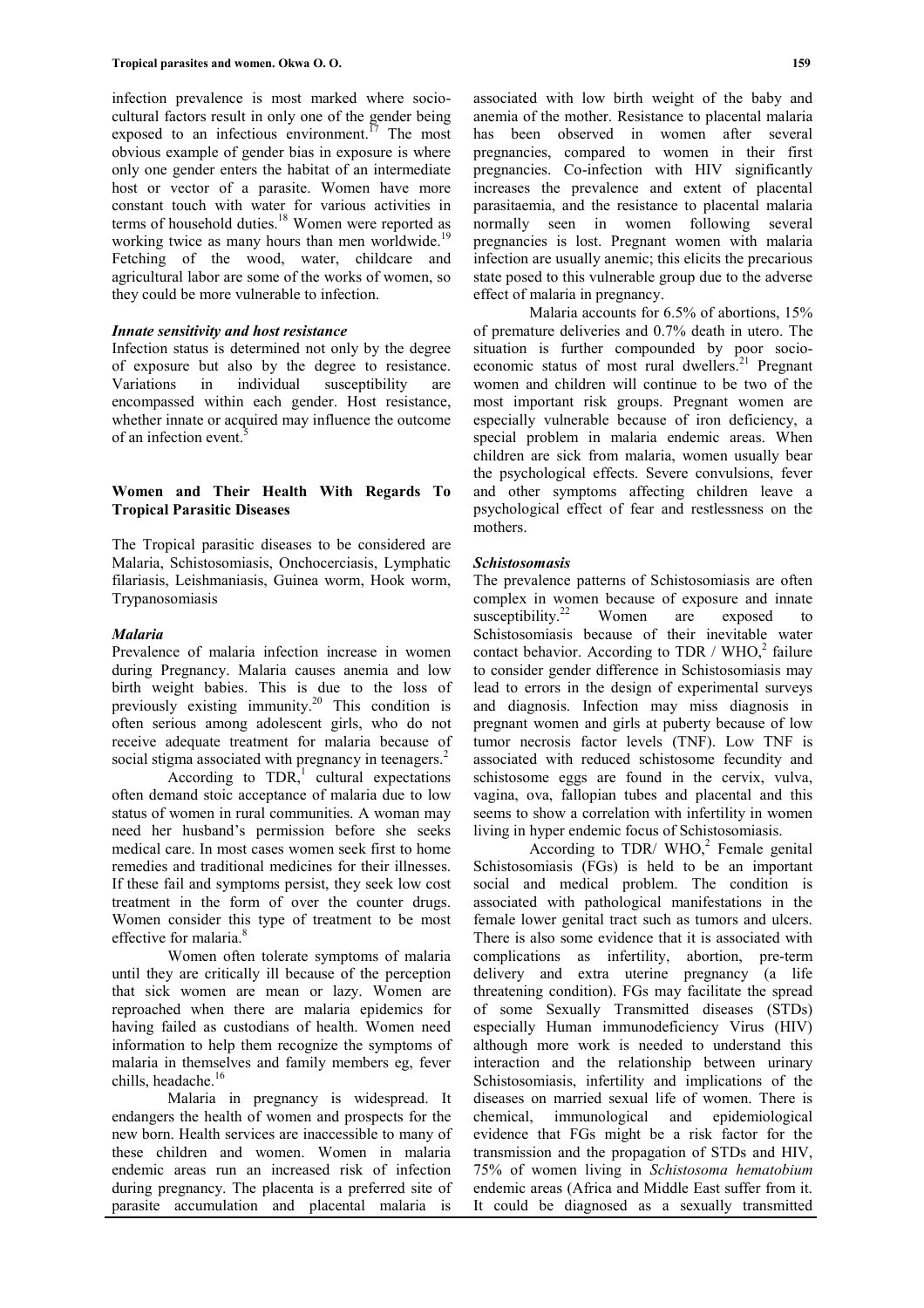infection prevalence is most marked where socio-cultural factors result in only one of the gender being exposed to an infectious environment.[17] The most obvious example of gender bias in exposure is where only one gender enters the habitat of an intermediate host or vector of a parasite. Women have more constant touch with water for various activities in terms of household duties.[18] Women were reported as working twice as many hours than men worldwide.[19] Fetching of the wood, water, childcare and agricultural labor are some of the works of women, so they could be more vulnerable to infection.

#### *Innate sensitivity and host resistance*

Infection status is determined not only by the degree of exposure but also by the degree to resistance. Variations in individual susceptibility are encompassed within each gender. Host resistance, whether innate or acquired may influence the outcome of an infection event.[5]

## Women and Their Health With Regards To Tropical Parasitic Diseases

The Tropical parasitic diseases to be considered are Malaria, Schistosomiasis, Onchocerciasis, Lymphatic filariasis, Leishmaniasis, Guinea worm, Hook worm, Trypanosomiasis

#### *Malaria*

Prevalence of malaria infection increase in women during Pregnancy. Malaria causes anemia and low birth weight babies. This is due to the loss of previously existing immunity.[20] This condition is often serious among adolescent girls, who do not receive adequate treatment for malaria because of social stigma associated with pregnancy in teenagers.[2]

According to TDR,[1] cultural expectations often demand stoic acceptance of malaria due to low status of women in rural communities. A woman may need her husband's permission before she seeks medical care. In most cases women seek first to home remedies and traditional medicines for their illnesses. If these fail and symptoms persist, they seek low cost treatment in the form of over the counter drugs. Women consider this type of treatment to be most effective for malaria.[8]

Women often tolerate symptoms of malaria until they are critically ill because of the perception that sick women are mean or lazy. Women are reproached when there are malaria epidemics for having failed as custodians of health. Women need information to help them recognize the symptoms of malaria in themselves and family members eg, fever chills, headache.[16]

Malaria in pregnancy is widespread. It endangers the health of women and prospects for the new born. Health services are inaccessible to many of these children and women. Women in malaria endemic areas run an increased risk of infection during pregnancy. The placenta is a preferred site of parasite accumulation and placental malaria is associated with low birth weight of the baby and anemia of the mother. Resistance to placental malaria has been observed in women after several pregnancies, compared to women in their first pregnancies. Co-infection with HIV significantly increases the prevalence and extent of placental parasitaemia, and the resistance to placental malaria normally seen in women following several pregnancies is lost. Pregnant women with malaria infection are usually anemic; this elicits the precarious state posed to this vulnerable group due to the adverse effect of malaria in pregnancy.

Malaria accounts for 6.5% of abortions, 15% of premature deliveries and 0.7% death in utero. The situation is further compounded by poor socio-economic status of most rural dwellers.[21] Pregnant women and children will continue to be two of the most important risk groups. Pregnant women are especially vulnerable because of iron deficiency, a special problem in malaria endemic areas. When children are sick from malaria, women usually bear the psychological effects. Severe convulsions, fever and other symptoms affecting children leave a psychological effect of fear and restlessness on the mothers.

#### *Schistosomasis*

The prevalence patterns of Schistosomiasis are often complex in women because of exposure and innate susceptibility.[22] Women are exposed to Schistosomiasis because of their inevitable water contact behavior. According to TDR / WHO,[2] failure to consider gender difference in Schistosomiasis may lead to errors in the design of experimental surveys and diagnosis. Infection may miss diagnosis in pregnant women and girls at puberty because of low tumor necrosis factor levels (TNF). Low TNF is associated with reduced schistosome fecundity and schistosome eggs are found in the cervix, vulva, vagina, ova, fallopian tubes and placental and this seems to show a correlation with infertility in women living in hyper endemic focus of Schistosomiasis.

According to TDR/ WHO,[2] Female genital Schistosomiasis (FGs) is held to be an important social and medical problem. The condition is associated with pathological manifestations in the female lower genital tract such as tumors and ulcers. There is also some evidence that it is associated with complications as infertility, abortion, pre-term delivery and extra uterine pregnancy (a life threatening condition). FGs may facilitate the spread of some Sexually Transmitted diseases (STDs) especially Human immunodeficiency Virus (HIV) although more work is needed to understand this interaction and the relationship between urinary Schistosomiasis, infertility and implications of the diseases on married sexual life of women. There is chemical, immunological and epidemiological evidence that FGs might be a risk factor for the transmission and the propagation of STDs and HIV, 75% of women living in *Schistosoma hematobium* endemic areas (Africa and Middle East suffer from it. It could be diagnosed as a sexually transmitted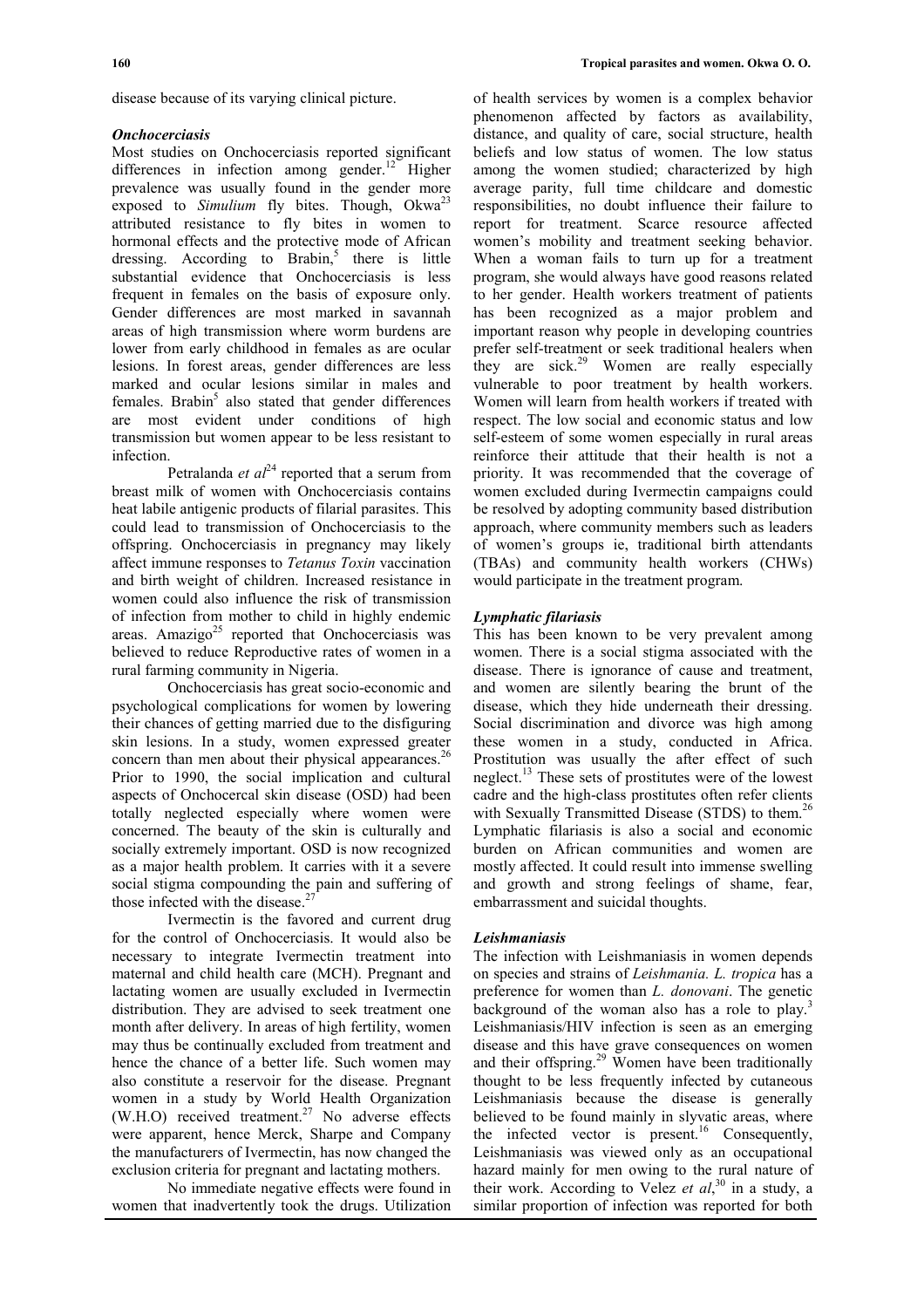disease because of its varying clinical picture.

### *Onchocerciasis*

Most studies on Onchocerciasis reported significant differences in infection among gender.[12] Higher prevalence was usually found in the gender more exposed to *Simulium* fly bites. Though, Okwa[23] attributed resistance to fly bites in women to hormonal effects and the protective mode of African dressing. According to Brabin,[5] there is little substantial evidence that Onchocerciasis is less frequent in females on the basis of exposure only. Gender differences are most marked in savannah areas of high transmission where worm burdens are lower from early childhood in females as are ocular lesions. In forest areas, gender differences are less marked and ocular lesions similar in males and females. Brabin[5] also stated that gender differences are most evident under conditions of high transmission but women appear to be less resistant to infection.

Petralanda *et al*[24] reported that a serum from breast milk of women with Onchocerciasis contains heat labile antigenic products of filarial parasites. This could lead to transmission of Onchocerciasis to the offspring. Onchocerciasis in pregnancy may likely affect immune responses to *Tetanus Toxin* vaccination and birth weight of children. Increased resistance in women could also influence the risk of transmission of infection from mother to child in highly endemic areas. Amazigo[25] reported that Onchocerciasis was believed to reduce Reproductive rates of women in a rural farming community in Nigeria.

Onchocerciasis has great socio-economic and psychological complications for women by lowering their chances of getting married due to the disfiguring skin lesions. In a study, women expressed greater concern than men about their physical appearances.[26] Prior to 1990, the social implication and cultural aspects of Onchocercal skin disease (OSD) had been totally neglected especially where women were concerned. The beauty of the skin is culturally and socially extremely important. OSD is now recognized as a major health problem. It carries with it a severe social stigma compounding the pain and suffering of those infected with the disease.[27]

Ivermectin is the favored and current drug for the control of Onchocerciasis. It would also be necessary to integrate Ivermectin treatment into maternal and child health care (MCH). Pregnant and lactating women are usually excluded in Ivermectin distribution. They are advised to seek treatment one month after delivery. In areas of high fertility, women may thus be continually excluded from treatment and hence the chance of a better life. Such women may also constitute a reservoir for the disease. Pregnant women in a study by World Health Organization (W.H.O) received treatment.[27] No adverse effects were apparent, hence Merck, Sharpe and Company the manufacturers of Ivermectin, has now changed the exclusion criteria for pregnant and lactating mothers.

No immediate negative effects were found in women that inadvertently took the drugs. Utilization of health services by women is a complex behavior phenomenon affected by factors as availability, distance, and quality of care, social structure, health beliefs and low status of women. The low status among the women studied; characterized by high average parity, full time childcare and domestic responsibilities, no doubt influence their failure to report for treatment. Scarce resource affected women's mobility and treatment seeking behavior. When a woman fails to turn up for a treatment program, she would always have good reasons related to her gender. Health workers treatment of patients has been recognized as a major problem and important reason why people in developing countries prefer self-treatment or seek traditional healers when they are sick.[29] Women are really especially vulnerable to poor treatment by health workers. Women will learn from health workers if treated with respect. The low social and economic status and low self-esteem of some women especially in rural areas reinforce their attitude that their health is not a priority. It was recommended that the coverage of women excluded during Ivermectin campaigns could be resolved by adopting community based distribution approach, where community members such as leaders of women's groups ie, traditional birth attendants (TBAs) and community health workers (CHWs) would participate in the treatment program.

### *Lymphatic filariasis*

This has been known to be very prevalent among women. There is a social stigma associated with the disease. There is ignorance of cause and treatment, and women are silently bearing the brunt of the disease, which they hide underneath their dressing. Social discrimination and divorce was high among these women in a study, conducted in Africa. Prostitution was usually the after effect of such neglect.[13] These sets of prostitutes were of the lowest cadre and the high-class prostitutes often refer clients with Sexually Transmitted Disease (STDS) to them.[26] Lymphatic filariasis is also a social and economic burden on African communities and women are mostly affected. It could result into immense swelling and growth and strong feelings of shame, fear, embarrassment and suicidal thoughts.

### *Leishmaniasis*

The infection with Leishmaniasis in women depends on species and strains of *Leishmania. L. tropica* has a preference for women than *L. donovani*. The genetic background of the woman also has a role to play.[3] Leishmaniasis/HIV infection is seen as an emerging disease and this have grave consequences on women and their offspring.[29] Women have been traditionally thought to be less frequently infected by cutaneous Leishmaniasis because the disease is generally believed to be found mainly in slyvatic areas, where the infected vector is present.[16] Consequently, Leishmaniasis was viewed only as an occupational hazard mainly for men owing to the rural nature of their work. According to Velez *et al*,[30] in a study, a similar proportion of infection was reported for both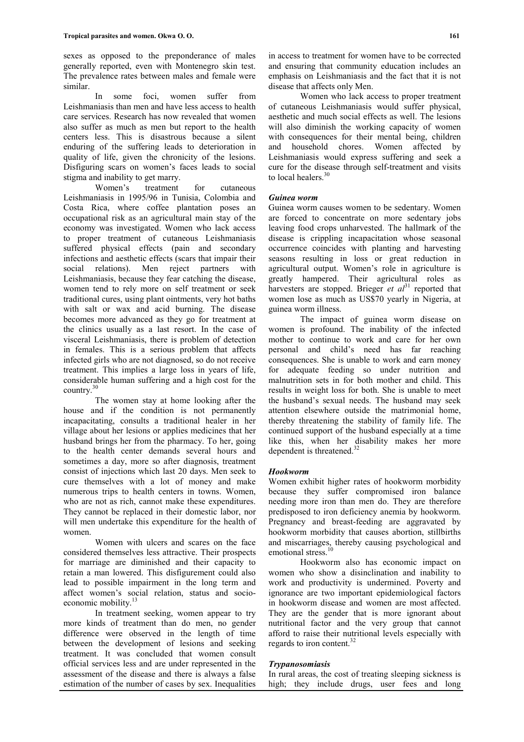sexes as opposed to the preponderance of males generally reported, even with Montenegro skin test. The prevalence rates between males and female were similar.

In some foci, women suffer from Leishmaniasis than men and have less access to health care services. Research has now revealed that women also suffer as much as men but report to the health centers less. This is disastrous because a silent enduring of the suffering leads to deterioration in quality of life, given the chronicity of the lesions. Disfiguring scars on women's faces leads to social stigma and inability to get marry.

Women's treatment for cutaneous Leishmaniasis in 1995/96 in Tunisia, Colombia and Costa Rica, where coffee plantation poses an occupational risk as an agricultural main stay of the economy was investigated. Women who lack access to proper treatment of cutaneous Leishmaniasis suffered physical effects (pain and secondary infections and aesthetic effects (scars that impair their social relations). Men reject partners with Leishmaniasis, because they fear catching the disease, women tend to rely more on self treatment or seek traditional cures, using plant ointments, very hot baths with salt or wax and acid burning. The disease becomes more advanced as they go for treatment at the clinics usually as a last resort. In the case of visceral Leishmaniasis, there is problem of detection in females. This is a serious problem that affects infected girls who are not diagnosed, so do not receive treatment. This implies a large loss in years of life, considerable human suffering and a high cost for the country.[30]

The women stay at home looking after the house and if the condition is not permanently incapacitating, consults a traditional healer in her village about her lesions or applies medicines that her husband brings her from the pharmacy. To her, going to the health center demands several hours and sometimes a day, more so after diagnosis, treatment consist of injections which last 20 days. Men seek to cure themselves with a lot of money and make numerous trips to health centers in towns. Women, who are not as rich, cannot make these expenditures. They cannot be replaced in their domestic labor, nor will men undertake this expenditure for the health of women.

Women with ulcers and scares on the face considered themselves less attractive. Their prospects for marriage are diminished and their capacity to retain a man lowered. This disfigurement could also lead to possible impairment in the long term and affect women's social relation, status and socio-economic mobility.[13]

In treatment seeking, women appear to try more kinds of treatment than do men, no gender difference were observed in the length of time between the development of lesions and seeking treatment. It was concluded that women consult official services less and are under represented in the assessment of the disease and there is always a false estimation of the number of cases by sex. Inequalities in access to treatment for women have to be corrected and ensuring that community education includes an emphasis on Leishmaniasis and the fact that it is not disease that affects only Men.

Women who lack access to proper treatment of cutaneous Leishmaniasis would suffer physical, aesthetic and much social effects as well. The lesions will also diminish the working capacity of women with consequences for their mental being, children and household chores. Women affected by Leishmaniasis would express suffering and seek a cure for the disease through self-treatment and visits to local healers.[30]

### *Guinea worm*

Guinea worm causes women to be sedentary. Women are forced to concentrate on more sedentary jobs leaving food crops unharvested. The hallmark of the disease is crippling incapacitation whose seasonal occurrence coincides with planting and harvesting seasons resulting in loss or great reduction in agricultural output. Women's role in agriculture is greatly hampered. Their agricultural roles as harvesters are stopped. Brieger *et al*[31] reported that women lose as much as US$70 yearly in Nigeria, at guinea worm illness.

The impact of guinea worm disease on women is profound. The inability of the infected mother to continue to work and care for her own personal and child's need has far reaching consequences. She is unable to work and earn money for adequate feeding so under nutrition and malnutrition sets in for both mother and child. This results in weight loss for both. She is unable to meet the husband's sexual needs. The husband may seek attention elsewhere outside the matrimonial home, thereby threatening the stability of family life. The continued support of the husband especially at a time like this, when her disability makes her more dependent is threatened.[32]

### *Hookworm*

Women exhibit higher rates of hookworm morbidity because they suffer compromised iron balance needing more iron than men do. They are therefore predisposed to iron deficiency anemia by hookworm. Pregnancy and breast-feeding are aggravated by hookworm morbidity that causes abortion, stillbirths and miscarriages, thereby causing psychological and emotional stress.[10]

Hookworm also has economic impact on women who show a disinclination and inability to work and productivity is undermined. Poverty and ignorance are two important epidemiological factors in hookworm disease and women are most affected. They are the gender that is more ignorant about nutritional factor and the very group that cannot afford to raise their nutritional levels especially with regards to iron content.[32]

### *Trypanosomiasis*

In rural areas, the cost of treating sleeping sickness is high; they include drugs, user fees and long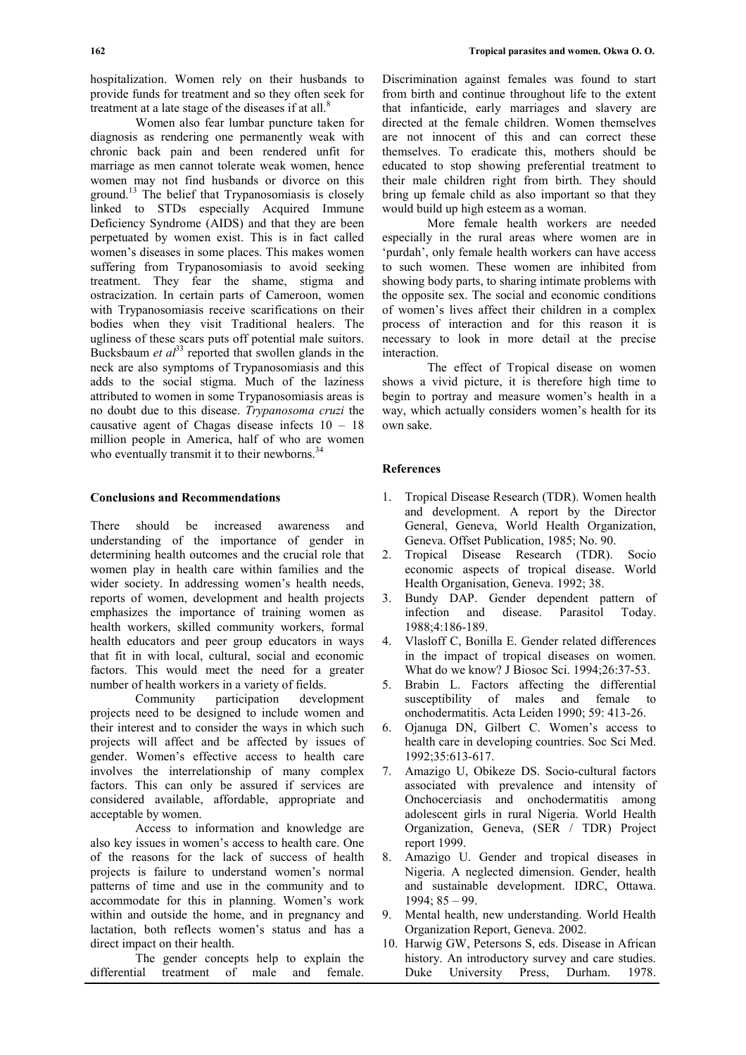hospitalization. Women rely on their husbands to provide funds for treatment and so they often seek for treatment at a late stage of the diseases if at all.[8]

Women also fear lumbar puncture taken for diagnosis as rendering one permanently weak with chronic back pain and been rendered unfit for marriage as men cannot tolerate weak women, hence women may not find husbands or divorce on this ground.[13] The belief that Trypanosomiasis is closely linked to STDs especially Acquired Immune Deficiency Syndrome (AIDS) and that they are been perpetuated by women exist. This is in fact called women's diseases in some places. This makes women suffering from Trypanosomiasis to avoid seeking treatment. They fear the shame, stigma and ostracization. In certain parts of Cameroon, women with Trypanosomiasis receive scarifications on their bodies when they visit Traditional healers. The ugliness of these scars puts off potential male suitors. Bucksbaum *et al*[33] reported that swollen glands in the neck are also symptoms of Trypanosomiasis and this adds to the social stigma. Much of the laziness attributed to women in some Trypanosomiasis areas is no doubt due to this disease. *Trypanosoma cruzi* the causative agent of Chagas disease infects 10 – 18 million people in America, half of who are women who eventually transmit it to their newborns.[34]

## Conclusions and Recommendations

There should be increased awareness and understanding of the importance of gender in determining health outcomes and the crucial role that women play in health care within families and the wider society. In addressing women's health needs, reports of women, development and health projects emphasizes the importance of training women as health workers, skilled community workers, formal health educators and peer group educators in ways that fit in with local, cultural, social and economic factors. This would meet the need for a greater number of health workers in a variety of fields.

Community participation development projects need to be designed to include women and their interest and to consider the ways in which such projects will affect and be affected by issues of gender. Women's effective access to health care involves the interrelationship of many complex factors. This can only be assured if services are considered available, affordable, appropriate and acceptable by women.

Access to information and knowledge are also key issues in women's access to health care. One of the reasons for the lack of success of health projects is failure to understand women's normal patterns of time and use in the community and to accommodate for this in planning. Women's work within and outside the home, and in pregnancy and lactation, both reflects women's status and has a direct impact on their health.

The gender concepts help to explain the differential treatment of male and female. Discrimination against females was found to start from birth and continue throughout life to the extent that infanticide, early marriages and slavery are directed at the female children. Women themselves are not innocent of this and can correct these themselves. To eradicate this, mothers should be educated to stop showing preferential treatment to their male children right from birth. They should bring up female child as also important so that they would build up high esteem as a woman.

More female health workers are needed especially in the rural areas where women are in 'purdah', only female health workers can have access to such women. These women are inhibited from showing body parts, to sharing intimate problems with the opposite sex. The social and economic conditions of women's lives affect their children in a complex process of interaction and for this reason it is necessary to look in more detail at the precise interaction.

The effect of Tropical disease on women shows a vivid picture, it is therefore high time to begin to portray and measure women's health in a way, which actually considers women's health for its own sake.

## References

1. Tropical Disease Research (TDR). Women health and development. A report by the Director General, Geneva, World Health Organization, Geneva. Offset Publication, 1985; No. 90.
2. Tropical Disease Research (TDR). Socio economic aspects of tropical disease. World Health Organisation, Geneva. 1992; 38.
3. Bundy DAP. Gender dependent pattern of infection and disease. Parasitol Today. 1988;4:186-189.
4. Vlasloff C, Bonilla E. Gender related differences in the impact of tropical diseases on women. What do we know? J Biosoc Sci. 1994;26:37-53.
5. Brabin L. Factors affecting the differential susceptibility of males and female to onchodermatitis. Acta Leiden 1990; 59: 413-26.
6. Ojanuga DN, Gilbert C. Women's access to health care in developing countries. Soc Sci Med. 1992;35:613-617.
7. Amazigo U, Obikeze DS. Socio-cultural factors associated with prevalence and intensity of Onchocerciasis and onchodermatitis among adolescent girls in rural Nigeria. World Health Organization, Geneva, (SER / TDR) Project report 1999.
8. Amazigo U. Gender and tropical diseases in Nigeria. A neglected dimension. Gender, health and sustainable development. IDRC, Ottawa. 1994; 85 – 99.
9. Mental health, new understanding. World Health Organization Report, Geneva. 2002.
10. Harwig GW, Petersons S, eds. Disease in African history. An introductory survey and care studies. Duke University Press, Durham. 1978.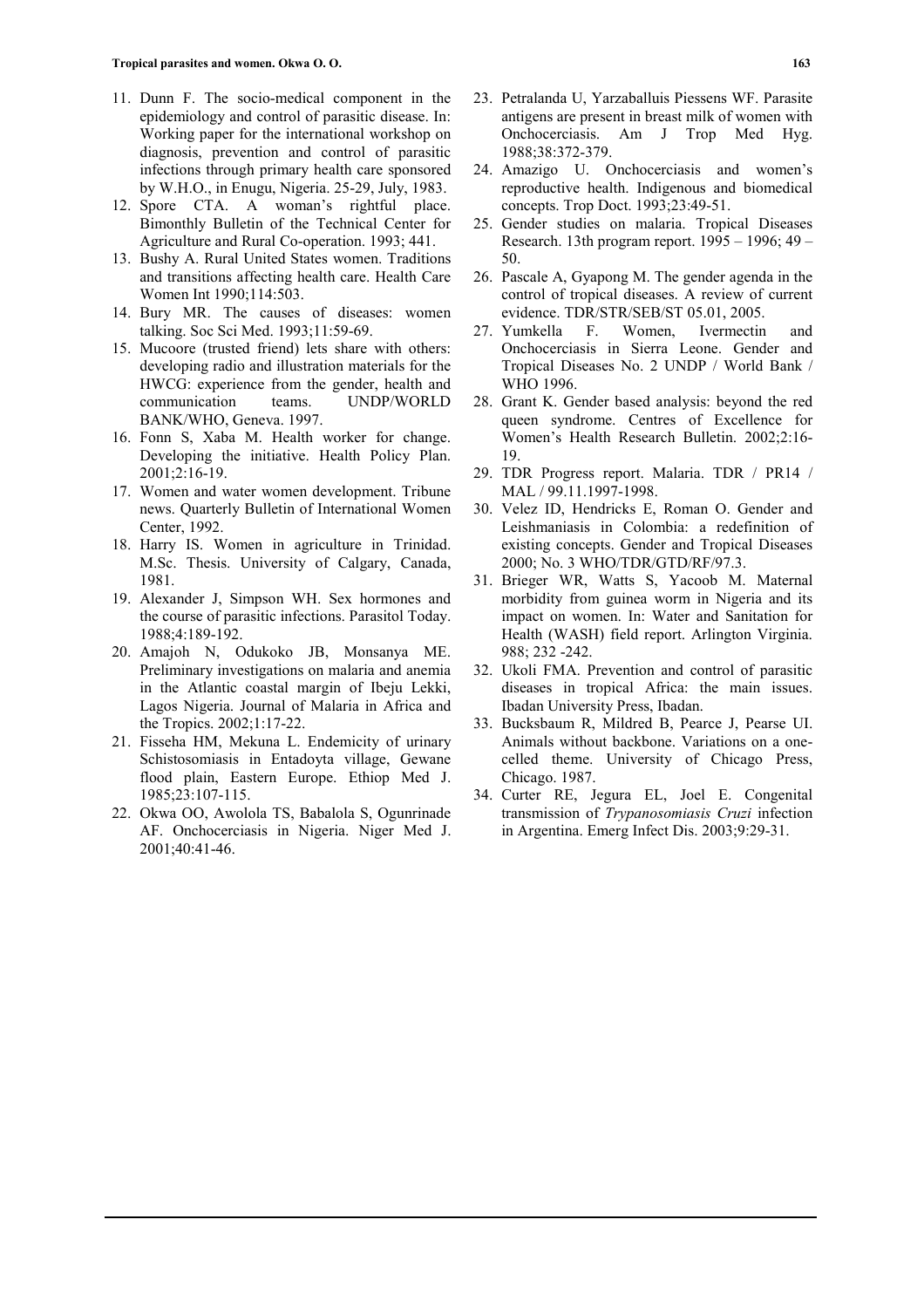11. Dunn F. The socio-medical component in the epidemiology and control of parasitic disease. In: Working paper for the international workshop on diagnosis, prevention and control of parasitic infections through primary health care sponsored by W.H.O., in Enugu, Nigeria. 25-29, July, 1983.
12. Spore CTA. A woman's rightful place. Bimonthly Bulletin of the Technical Center for Agriculture and Rural Co-operation. 1993; 441.
13. Bushy A. Rural United States women. Traditions and transitions affecting health care. Health Care Women Int 1990;114:503.
14. Bury MR. The causes of diseases: women talking. Soc Sci Med. 1993;11:59-69.
15. Mucoore (trusted friend) lets share with others: developing radio and illustration materials for the HWCG: experience from the gender, health and communication teams. UNDP/WORLD BANK/WHO, Geneva. 1997.
16. Fonn S, Xaba M. Health worker for change. Developing the initiative. Health Policy Plan. 2001;2:16-19.
17. Women and water women development. Tribune news. Quarterly Bulletin of International Women Center, 1992.
18. Harry IS. Women in agriculture in Trinidad. M.Sc. Thesis. University of Calgary, Canada, 1981.
19. Alexander J, Simpson WH. Sex hormones and the course of parasitic infections. Parasitol Today. 1988;4:189-192.
20. Amajoh N, Odukoko JB, Monsanya ME. Preliminary investigations on malaria and anemia in the Atlantic coastal margin of Ibeju Lekki, Lagos Nigeria. Journal of Malaria in Africa and the Tropics. 2002;1:17-22.
21. Fisseha HM, Mekuna L. Endemicity of urinary Schistosomiasis in Entadoyta village, Gewane flood plain, Eastern Europe. Ethiop Med J. 1985;23:107-115.
22. Okwa OO, Awolola TS, Babalola S, Ogunrinade AF. Onchocerciasis in Nigeria. Niger Med J. 2001;40:41-46.
23. Petralanda U, Yarzaballuis Piessens WF. Parasite antigens are present in breast milk of women with Onchocerciasis. Am J Trop Med Hyg. 1988;38:372-379.
24. Amazigo U. Onchocerciasis and women's reproductive health. Indigenous and biomedical concepts. Trop Doct. 1993;23:49-51.
25. Gender studies on malaria. Tropical Diseases Research. 13th program report. 1995 – 1996; 49 – 50.
26. Pascale A, Gyapong M. The gender agenda in the control of tropical diseases. A review of current evidence. TDR/STR/SEB/ST 05.01, 2005.
27. Yumkella F. Women, Ivermectin and Onchocerciasis in Sierra Leone. Gender and Tropical Diseases No. 2 UNDP / World Bank / WHO 1996.
28. Grant K. Gender based analysis: beyond the red queen syndrome. Centres of Excellence for Women's Health Research Bulletin. 2002;2:16-19.
29. TDR Progress report. Malaria. TDR / PR14 / MAL / 99.11.1997-1998.
30. Velez ID, Hendricks E, Roman O. Gender and Leishmaniasis in Colombia: a redefinition of existing concepts. Gender and Tropical Diseases 2000; No. 3 WHO/TDR/GTD/RF/97.3.
31. Brieger WR, Watts S, Yacoob M. Maternal morbidity from guinea worm in Nigeria and its impact on women. In: Water and Sanitation for Health (WASH) field report. Arlington Virginia. 988; 232 -242.
32. Ukoli FMA. Prevention and control of parasitic diseases in tropical Africa: the main issues. Ibadan University Press, Ibadan.
33. Bucksbaum R, Mildred B, Pearce J, Pearse UI. Animals without backbone. Variations on a one-celled theme. University of Chicago Press, Chicago. 1987.
34. Curter RE, Jegura EL, Joel E. Congenital transmission of *Trypanosomiasis Cruzi* infection in Argentina. Emerg Infect Dis. 2003;9:29-31.